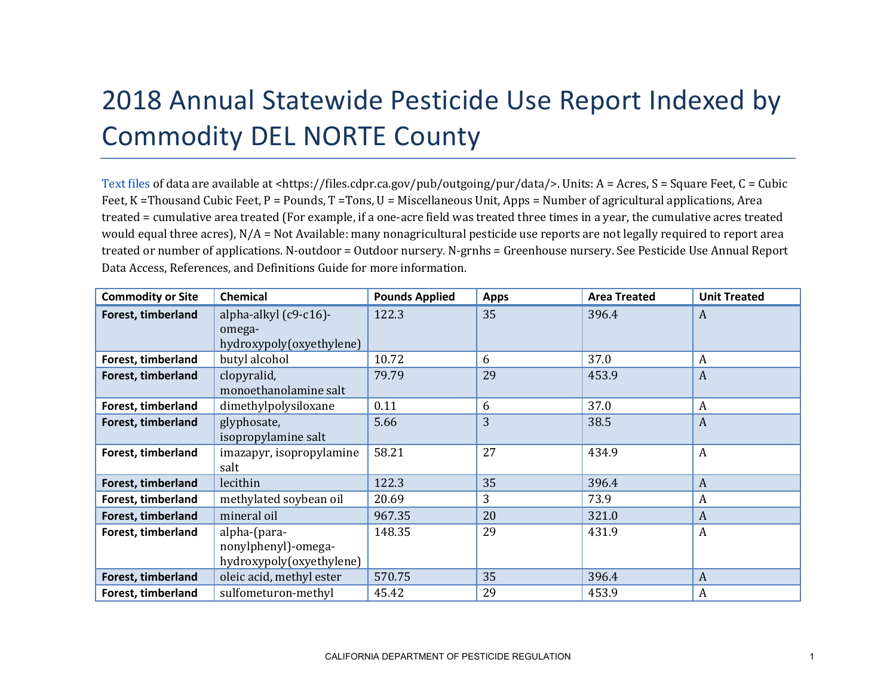# 2018 Annual Statewide Pesticide Use Report Indexed by Commodity DEL NORTE County

Text files of data are available at <https://files.cdpr.ca.gov/pub/outgoing/pur/data/>. Units: A = Acres, S = Square Feet, C = Cubic Feet, K =Thousand Cubic Feet, P = Pounds, T =Tons, U = Miscellaneous Unit, Apps = Number of agricultural applications, Area treated = cumulative area treated (For example, if a one-acre field was treated three times in a year, the cumulative acres treated would equal three acres), N/A = Not Available: many nonagricultural pesticide use reports are not legally required to report area treated or number of applications. N-outdoor = Outdoor nursery. N-grnhs = Greenhouse nursery. See Pesticide Use Annual Report Data Access, References, and Definitions Guide for more information.

| Commodity or Site | Chemical | Pounds Applied | Apps | Area Treated | Unit Treated |
|---|---|---|---|---|---|
| **Forest, timberland** | alpha-alkyl (c9-c16)-omega-hydroxypoly(oxyethylene) | 122.3 | 35 | 396.4 | A |
| **Forest, timberland** | butyl alcohol | 10.72 | 6 | 37.0 | A |
| **Forest, timberland** | clopyralid, monoethanolamine salt | 79.79 | 29 | 453.9 | A |
| **Forest, timberland** | dimethylpolysiloxane | 0.11 | 6 | 37.0 | A |
| **Forest, timberland** | glyphosate, isopropylamine salt | 5.66 | 3 | 38.5 | A |
| **Forest, timberland** | imazapyr, isopropylamine salt | 58.21 | 27 | 434.9 | A |
| **Forest, timberland** | lecithin | 122.3 | 35 | 396.4 | A |
| **Forest, timberland** | methylated soybean oil | 20.69 | 3 | 73.9 | A |
| **Forest, timberland** | mineral oil | 967.35 | 20 | 321.0 | A |
| **Forest, timberland** | alpha-(para-nonylphenyl)-omega-hydroxypoly(oxyethylene) | 148.35 | 29 | 431.9 | A |
| **Forest, timberland** | oleic acid, methyl ester | 570.75 | 35 | 396.4 | A |
| **Forest, timberland** | sulfometuron-methyl | 45.42 | 29 | 453.9 | A |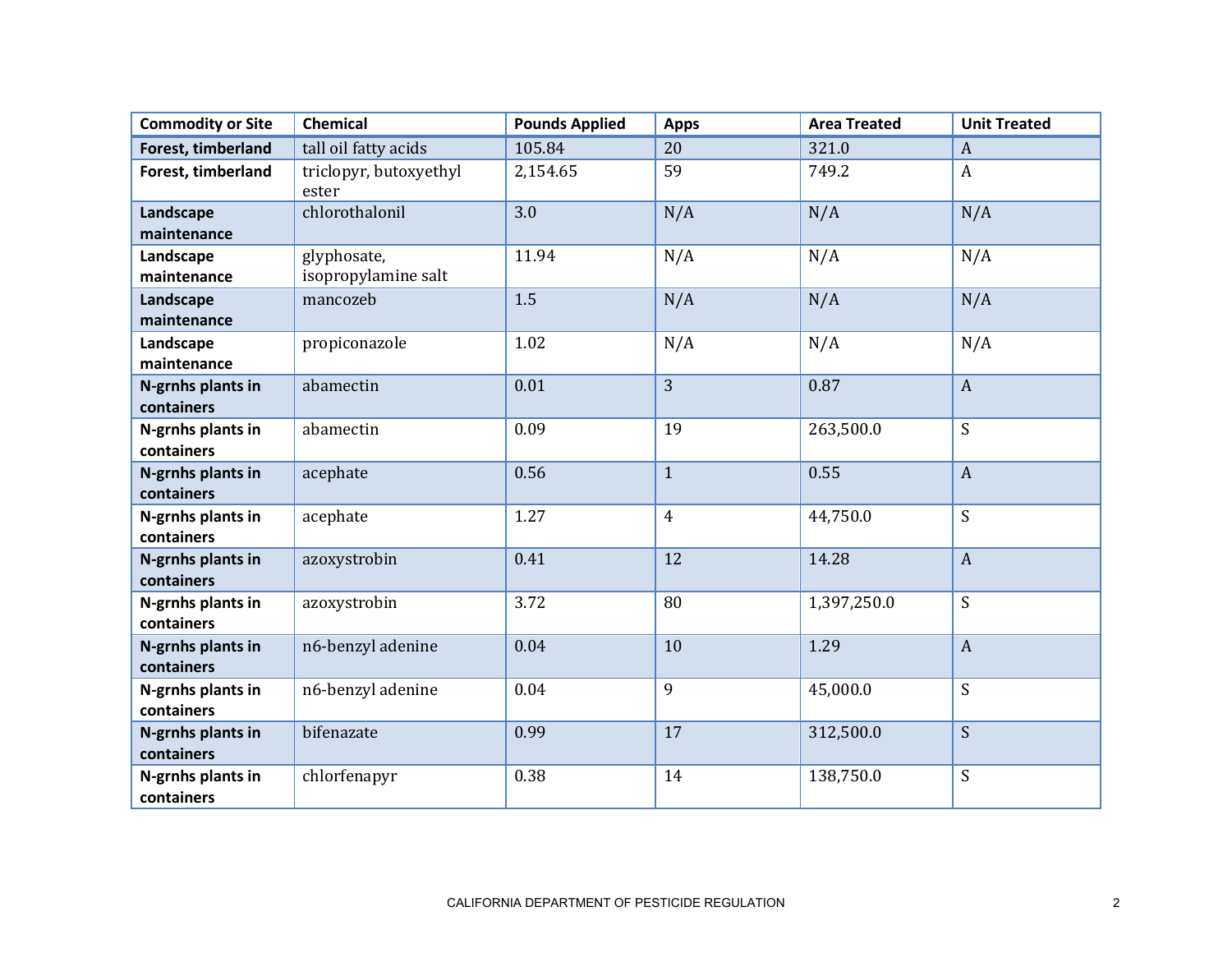| Commodity or Site | Chemical | Pounds Applied | Apps | Area Treated | Unit Treated |
|---|---|---|---|---|---|
| **Forest, timberland** | tall oil fatty acids | 105.84 | 20 | 321.0 | A |
| **Forest, timberland** | triclopyr, butoxyethyl ester | 2,154.65 | 59 | 749.2 | A |
| **Landscape maintenance** | chlorothalonil | 3.0 | N/A | N/A | N/A |
| **Landscape maintenance** | glyphosate, isopropylamine salt | 11.94 | N/A | N/A | N/A |
| **Landscape maintenance** | mancozeb | 1.5 | N/A | N/A | N/A |
| **Landscape maintenance** | propiconazole | 1.02 | N/A | N/A | N/A |
| **N-grnhs plants in containers** | abamectin | 0.01 | 3 | 0.87 | A |
| **N-grnhs plants in containers** | abamectin | 0.09 | 19 | 263,500.0 | S |
| **N-grnhs plants in containers** | acephate | 0.56 | 1 | 0.55 | A |
| **N-grnhs plants in containers** | acephate | 1.27 | 4 | 44,750.0 | S |
| **N-grnhs plants in containers** | azoxystrobin | 0.41 | 12 | 14.28 | A |
| **N-grnhs plants in containers** | azoxystrobin | 3.72 | 80 | 1,397,250.0 | S |
| **N-grnhs plants in containers** | n6-benzyl adenine | 0.04 | 10 | 1.29 | A |
| **N-grnhs plants in containers** | n6-benzyl adenine | 0.04 | 9 | 45,000.0 | S |
| **N-grnhs plants in containers** | bifenazate | 0.99 | 17 | 312,500.0 | S |
| **N-grnhs plants in containers** | chlorfenapyr | 0.38 | 14 | 138,750.0 | S |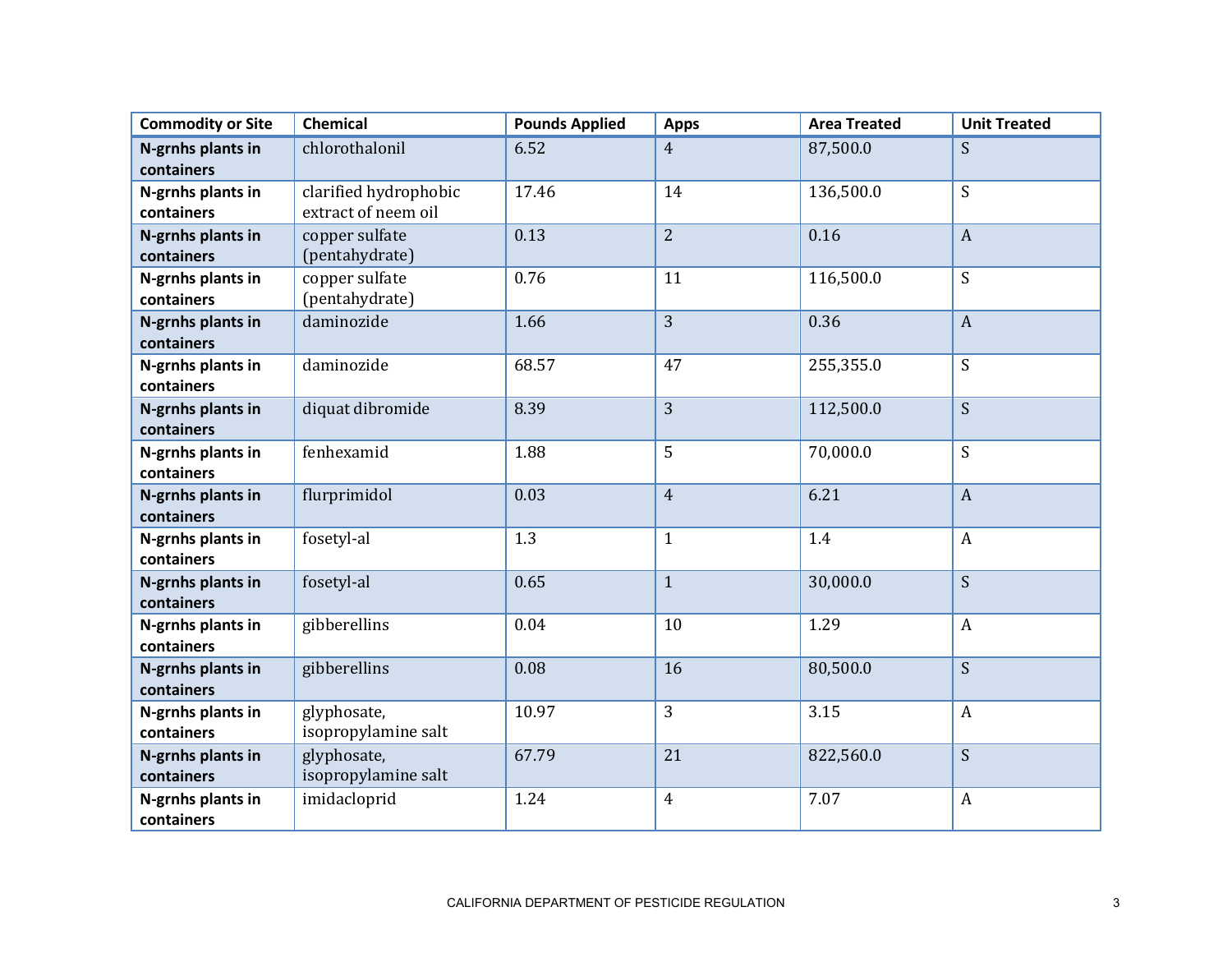| Commodity or Site | Chemical | Pounds Applied | Apps | Area Treated | Unit Treated |
|---|---|---|---|---|---|
| **N-grnhs plants in containers** | chlorothalonil | 6.52 | 4 | 87,500.0 | S |
| **N-grnhs plants in containers** | clarified hydrophobic extract of neem oil | 17.46 | 14 | 136,500.0 | S |
| **N-grnhs plants in containers** | copper sulfate (pentahydrate) | 0.13 | 2 | 0.16 | A |
| **N-grnhs plants in containers** | copper sulfate (pentahydrate) | 0.76 | 11 | 116,500.0 | S |
| **N-grnhs plants in containers** | daminozide | 1.66 | 3 | 0.36 | A |
| **N-grnhs plants in containers** | daminozide | 68.57 | 47 | 255,355.0 | S |
| **N-grnhs plants in containers** | diquat dibromide | 8.39 | 3 | 112,500.0 | S |
| **N-grnhs plants in containers** | fenhexamid | 1.88 | 5 | 70,000.0 | S |
| **N-grnhs plants in containers** | flurprimidol | 0.03 | 4 | 6.21 | A |
| **N-grnhs plants in containers** | fosetyl-al | 1.3 | 1 | 1.4 | A |
| **N-grnhs plants in containers** | fosetyl-al | 0.65 | 1 | 30,000.0 | S |
| **N-grnhs plants in containers** | gibberellins | 0.04 | 10 | 1.29 | A |
| **N-grnhs plants in containers** | gibberellins | 0.08 | 16 | 80,500.0 | S |
| **N-grnhs plants in containers** | glyphosate, isopropylamine salt | 10.97 | 3 | 3.15 | A |
| **N-grnhs plants in containers** | glyphosate, isopropylamine salt | 67.79 | 21 | 822,560.0 | S |
| **N-grnhs plants in containers** | imidacloprid | 1.24 | 4 | 7.07 | A |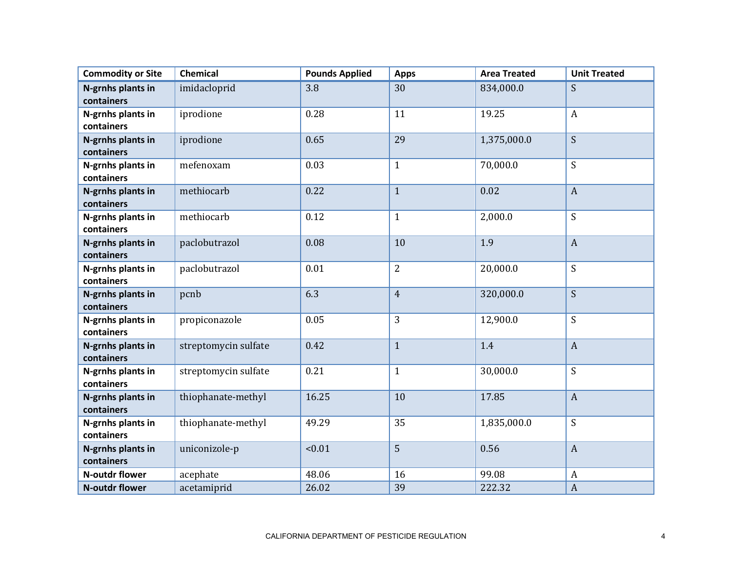| Commodity or Site | Chemical | Pounds Applied | Apps | Area Treated | Unit Treated |
|---|---|---|---|---|---|
| **N-grnhs plants in containers** | imidacloprid | 3.8 | 30 | 834,000.0 | S |
| **N-grnhs plants in containers** | iprodione | 0.28 | 11 | 19.25 | A |
| **N-grnhs plants in containers** | iprodione | 0.65 | 29 | 1,375,000.0 | S |
| **N-grnhs plants in containers** | mefenoxam | 0.03 | 1 | 70,000.0 | S |
| **N-grnhs plants in containers** | methiocarb | 0.22 | 1 | 0.02 | A |
| **N-grnhs plants in containers** | methiocarb | 0.12 | 1 | 2,000.0 | S |
| **N-grnhs plants in containers** | paclobutrazol | 0.08 | 10 | 1.9 | A |
| **N-grnhs plants in containers** | paclobutrazol | 0.01 | 2 | 20,000.0 | S |
| **N-grnhs plants in containers** | pcnb | 6.3 | 4 | 320,000.0 | S |
| **N-grnhs plants in containers** | propiconazole | 0.05 | 3 | 12,900.0 | S |
| **N-grnhs plants in containers** | streptomycin sulfate | 0.42 | 1 | 1.4 | A |
| **N-grnhs plants in containers** | streptomycin sulfate | 0.21 | 1 | 30,000.0 | S |
| **N-grnhs plants in containers** | thiophanate-methyl | 16.25 | 10 | 17.85 | A |
| **N-grnhs plants in containers** | thiophanate-methyl | 49.29 | 35 | 1,835,000.0 | S |
| **N-grnhs plants in containers** | uniconizole-p | <0.01 | 5 | 0.56 | A |
| **N-outdr flower** | acephate | 48.06 | 16 | 99.08 | A |
| **N-outdr flower** | acetamiprid | 26.02 | 39 | 222.32 | A |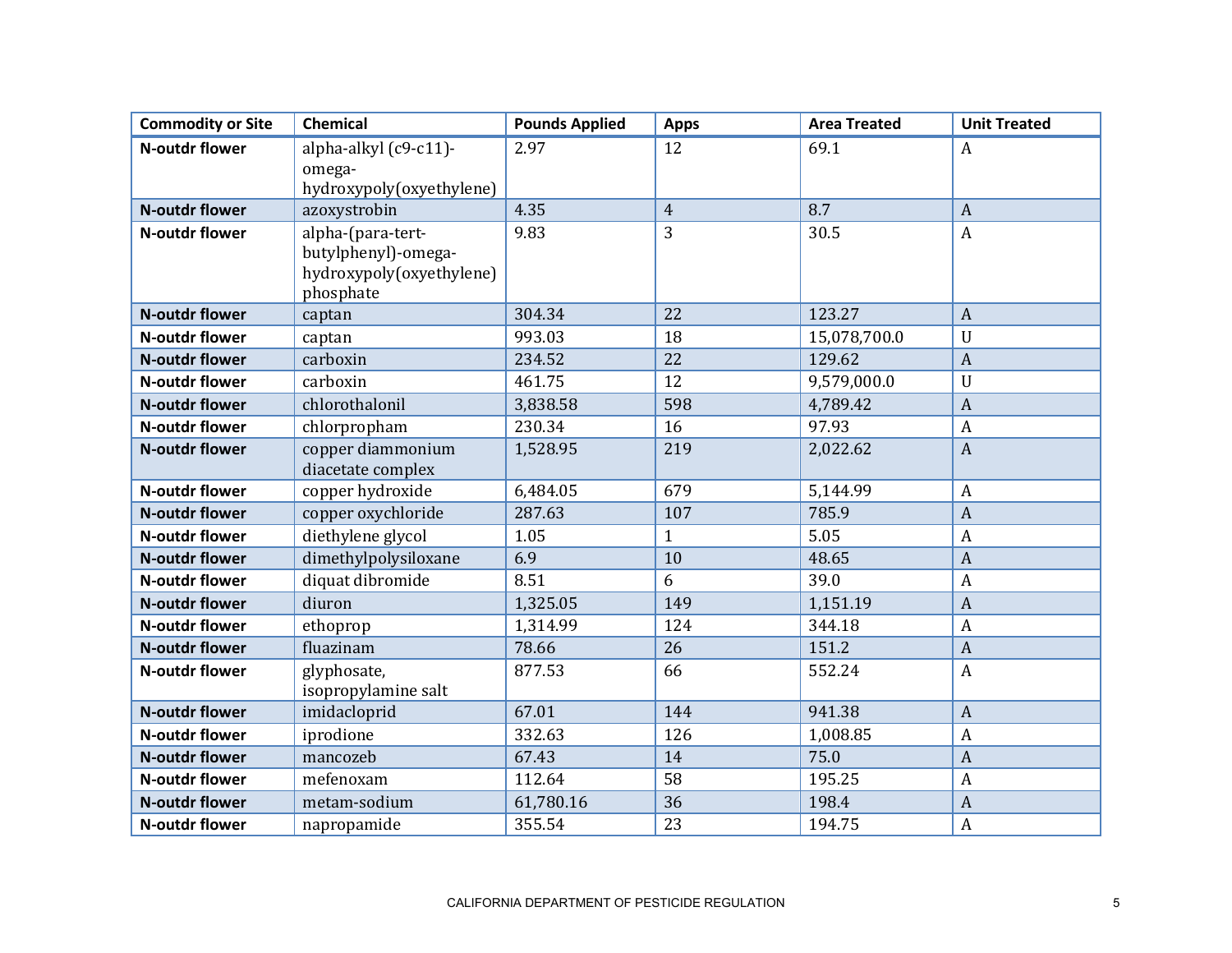| Commodity or Site | Chemical | Pounds Applied | Apps | Area Treated | Unit Treated |
|---|---|---|---|---|---|
| **N-outdr flower** | alpha-alkyl (c9-c11)-omega-hydroxypoly(oxyethylene) | 2.97 | 12 | 69.1 | A |
| **N-outdr flower** | azoxystrobin | 4.35 | 4 | 8.7 | A |
| **N-outdr flower** | alpha-(para-tert-butylphenyl)-omega-hydroxypoly(oxyethylene) phosphate | 9.83 | 3 | 30.5 | A |
| **N-outdr flower** | captan | 304.34 | 22 | 123.27 | A |
| **N-outdr flower** | captan | 993.03 | 18 | 15,078,700.0 | U |
| **N-outdr flower** | carboxin | 234.52 | 22 | 129.62 | A |
| **N-outdr flower** | carboxin | 461.75 | 12 | 9,579,000.0 | U |
| **N-outdr flower** | chlorothalonil | 3,838.58 | 598 | 4,789.42 | A |
| **N-outdr flower** | chlorpropham | 230.34 | 16 | 97.93 | A |
| **N-outdr flower** | copper diammonium diacetate complex | 1,528.95 | 219 | 2,022.62 | A |
| **N-outdr flower** | copper hydroxide | 6,484.05 | 679 | 5,144.99 | A |
| **N-outdr flower** | copper oxychloride | 287.63 | 107 | 785.9 | A |
| **N-outdr flower** | diethylene glycol | 1.05 | 1 | 5.05 | A |
| **N-outdr flower** | dimethylpolysiloxane | 6.9 | 10 | 48.65 | A |
| **N-outdr flower** | diquat dibromide | 8.51 | 6 | 39.0 | A |
| **N-outdr flower** | diuron | 1,325.05 | 149 | 1,151.19 | A |
| **N-outdr flower** | ethoprop | 1,314.99 | 124 | 344.18 | A |
| **N-outdr flower** | fluazinam | 78.66 | 26 | 151.2 | A |
| **N-outdr flower** | glyphosate, isopropylamine salt | 877.53 | 66 | 552.24 | A |
| **N-outdr flower** | imidacloprid | 67.01 | 144 | 941.38 | A |
| **N-outdr flower** | iprodione | 332.63 | 126 | 1,008.85 | A |
| **N-outdr flower** | mancozeb | 67.43 | 14 | 75.0 | A |
| **N-outdr flower** | mefenoxam | 112.64 | 58 | 195.25 | A |
| **N-outdr flower** | metam-sodium | 61,780.16 | 36 | 198.4 | A |
| **N-outdr flower** | napropamide | 355.54 | 23 | 194.75 | A |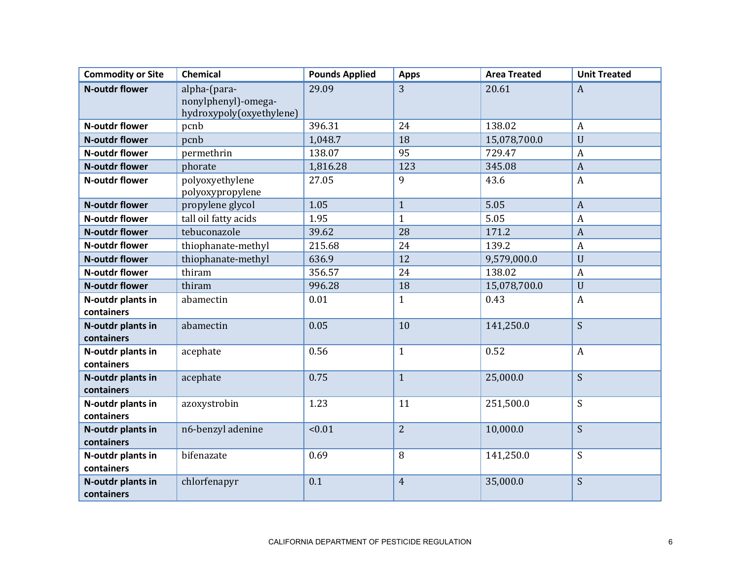| Commodity or Site | Chemical | Pounds Applied | Apps | Area Treated | Unit Treated |
|---|---|---|---|---|---|
| **N-outdr flower** | alpha-(para-nonylphenyl)-omega-hydroxypoly(oxyethylene) | 29.09 | 3 | 20.61 | A |
| **N-outdr flower** | pcnb | 396.31 | 24 | 138.02 | A |
| **N-outdr flower** | pcnb | 1,048.7 | 18 | 15,078,700.0 | U |
| **N-outdr flower** | permethrin | 138.07 | 95 | 729.47 | A |
| **N-outdr flower** | phorate | 1,816.28 | 123 | 345.08 | A |
| **N-outdr flower** | polyoxyethylene polyoxypropylene | 27.05 | 9 | 43.6 | A |
| **N-outdr flower** | propylene glycol | 1.05 | 1 | 5.05 | A |
| **N-outdr flower** | tall oil fatty acids | 1.95 | 1 | 5.05 | A |
| **N-outdr flower** | tebuconazole | 39.62 | 28 | 171.2 | A |
| **N-outdr flower** | thiophanate-methyl | 215.68 | 24 | 139.2 | A |
| **N-outdr flower** | thiophanate-methyl | 636.9 | 12 | 9,579,000.0 | U |
| **N-outdr flower** | thiram | 356.57 | 24 | 138.02 | A |
| **N-outdr flower** | thiram | 996.28 | 18 | 15,078,700.0 | U |
| **N-outdr plants in containers** | abamectin | 0.01 | 1 | 0.43 | A |
| **N-outdr plants in containers** | abamectin | 0.05 | 10 | 141,250.0 | S |
| **N-outdr plants in containers** | acephate | 0.56 | 1 | 0.52 | A |
| **N-outdr plants in containers** | acephate | 0.75 | 1 | 25,000.0 | S |
| **N-outdr plants in containers** | azoxystrobin | 1.23 | 11 | 251,500.0 | S |
| **N-outdr plants in containers** | n6-benzyl adenine | <0.01 | 2 | 10,000.0 | S |
| **N-outdr plants in containers** | bifenazate | 0.69 | 8 | 141,250.0 | S |
| **N-outdr plants in containers** | chlorfenapyr | 0.1 | 4 | 35,000.0 | S |

CALIFORNIA DEPARTMENT OF PESTICIDE REGULATION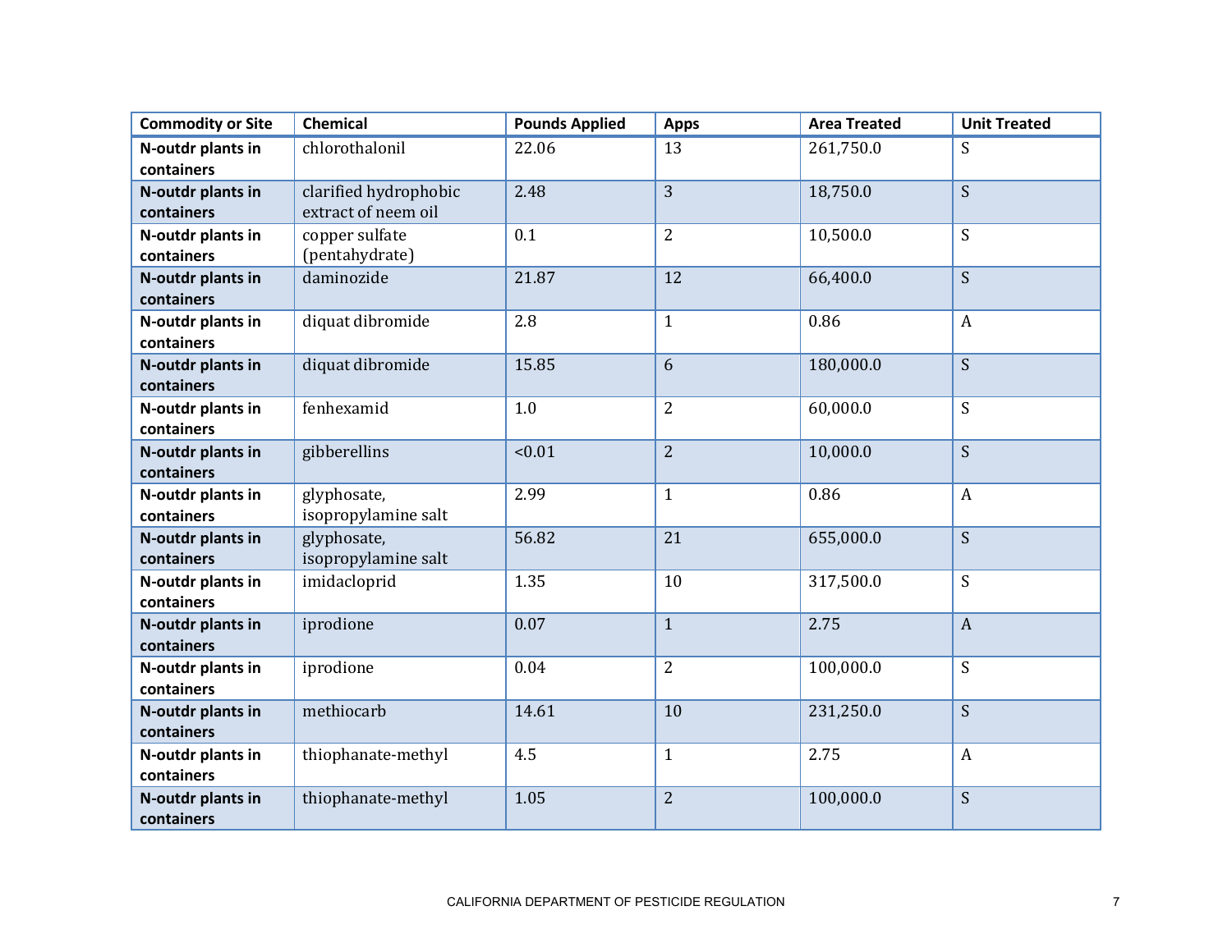| Commodity or Site | Chemical | Pounds Applied | Apps | Area Treated | Unit Treated |
|---|---|---|---|---|---|
| **N-outdr plants in containers** | chlorothalonil | 22.06 | 13 | 261,750.0 | S |
| **N-outdr plants in containers** | clarified hydrophobic extract of neem oil | 2.48 | 3 | 18,750.0 | S |
| **N-outdr plants in containers** | copper sulfate (pentahydrate) | 0.1 | 2 | 10,500.0 | S |
| **N-outdr plants in containers** | daminozide | 21.87 | 12 | 66,400.0 | S |
| **N-outdr plants in containers** | diquat dibromide | 2.8 | 1 | 0.86 | A |
| **N-outdr plants in containers** | diquat dibromide | 15.85 | 6 | 180,000.0 | S |
| **N-outdr plants in containers** | fenhexamid | 1.0 | 2 | 60,000.0 | S |
| **N-outdr plants in containers** | gibberellins | <0.01 | 2 | 10,000.0 | S |
| **N-outdr plants in containers** | glyphosate, isopropylamine salt | 2.99 | 1 | 0.86 | A |
| **N-outdr plants in containers** | glyphosate, isopropylamine salt | 56.82 | 21 | 655,000.0 | S |
| **N-outdr plants in containers** | imidacloprid | 1.35 | 10 | 317,500.0 | S |
| **N-outdr plants in containers** | iprodione | 0.07 | 1 | 2.75 | A |
| **N-outdr plants in containers** | iprodione | 0.04 | 2 | 100,000.0 | S |
| **N-outdr plants in containers** | methiocarb | 14.61 | 10 | 231,250.0 | S |
| **N-outdr plants in containers** | thiophanate-methyl | 4.5 | 1 | 2.75 | A |
| **N-outdr plants in containers** | thiophanate-methyl | 1.05 | 2 | 100,000.0 | S |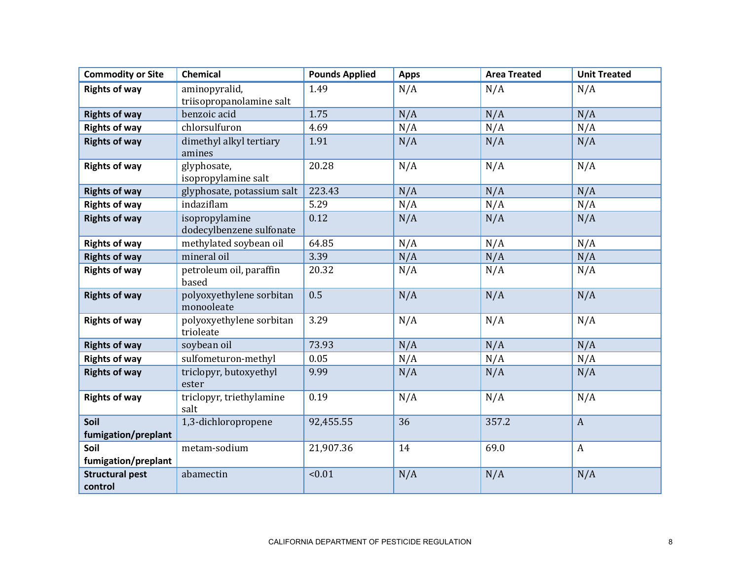| Commodity or Site | Chemical | Pounds Applied | Apps | Area Treated | Unit Treated |
|---|---|---|---|---|---|
| **Rights of way** | aminopyralid, triisopropanolamine salt | 1.49 | N/A | N/A | N/A |
| **Rights of way** | benzoic acid | 1.75 | N/A | N/A | N/A |
| **Rights of way** | chlorsulfuron | 4.69 | N/A | N/A | N/A |
| **Rights of way** | dimethyl alkyl tertiary amines | 1.91 | N/A | N/A | N/A |
| **Rights of way** | glyphosate, isopropylamine salt | 20.28 | N/A | N/A | N/A |
| **Rights of way** | glyphosate, potassium salt | 223.43 | N/A | N/A | N/A |
| **Rights of way** | indaziflam | 5.29 | N/A | N/A | N/A |
| **Rights of way** | isopropylamine dodecylbenzene sulfonate | 0.12 | N/A | N/A | N/A |
| **Rights of way** | methylated soybean oil | 64.85 | N/A | N/A | N/A |
| **Rights of way** | mineral oil | 3.39 | N/A | N/A | N/A |
| **Rights of way** | petroleum oil, paraffin based | 20.32 | N/A | N/A | N/A |
| **Rights of way** | polyoxyethylene sorbitan monooleate | 0.5 | N/A | N/A | N/A |
| **Rights of way** | polyoxyethylene sorbitan trioleate | 3.29 | N/A | N/A | N/A |
| **Rights of way** | soybean oil | 73.93 | N/A | N/A | N/A |
| **Rights of way** | sulfometuron-methyl | 0.05 | N/A | N/A | N/A |
| **Rights of way** | triclopyr, butoxyethyl ester | 9.99 | N/A | N/A | N/A |
| **Rights of way** | triclopyr, triethylamine salt | 0.19 | N/A | N/A | N/A |
| **Soil fumigation/preplant** | 1,3-dichloropropene | 92,455.55 | 36 | 357.2 | A |
| **Soil fumigation/preplant** | metam-sodium | 21,907.36 | 14 | 69.0 | A |
| **Structural pest control** | abamectin | <0.01 | N/A | N/A | N/A |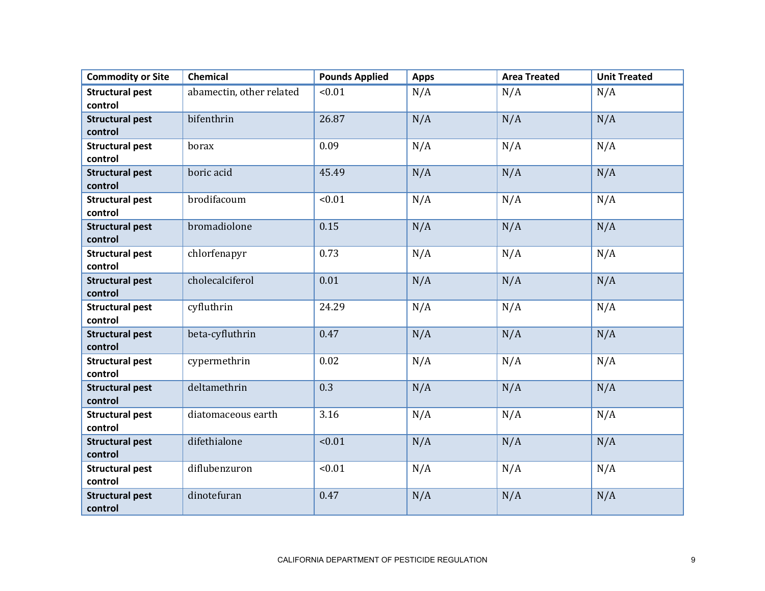| Commodity or Site | Chemical | Pounds Applied | Apps | Area Treated | Unit Treated |
|---|---|---|---|---|---|
| **Structural pest control** | abamectin, other related | <0.01 | N/A | N/A | N/A |
| **Structural pest control** | bifenthrin | 26.87 | N/A | N/A | N/A |
| **Structural pest control** | borax | 0.09 | N/A | N/A | N/A |
| **Structural pest control** | boric acid | 45.49 | N/A | N/A | N/A |
| **Structural pest control** | brodifacoum | <0.01 | N/A | N/A | N/A |
| **Structural pest control** | bromadiolone | 0.15 | N/A | N/A | N/A |
| **Structural pest control** | chlorfenapyr | 0.73 | N/A | N/A | N/A |
| **Structural pest control** | cholecalciferol | 0.01 | N/A | N/A | N/A |
| **Structural pest control** | cyfluthrin | 24.29 | N/A | N/A | N/A |
| **Structural pest control** | beta-cyfluthrin | 0.47 | N/A | N/A | N/A |
| **Structural pest control** | cypermethrin | 0.02 | N/A | N/A | N/A |
| **Structural pest control** | deltamethrin | 0.3 | N/A | N/A | N/A |
| **Structural pest control** | diatomaceous earth | 3.16 | N/A | N/A | N/A |
| **Structural pest control** | difethialone | <0.01 | N/A | N/A | N/A |
| **Structural pest control** | diflubenzuron | <0.01 | N/A | N/A | N/A |
| **Structural pest control** | dinotefuran | 0.47 | N/A | N/A | N/A |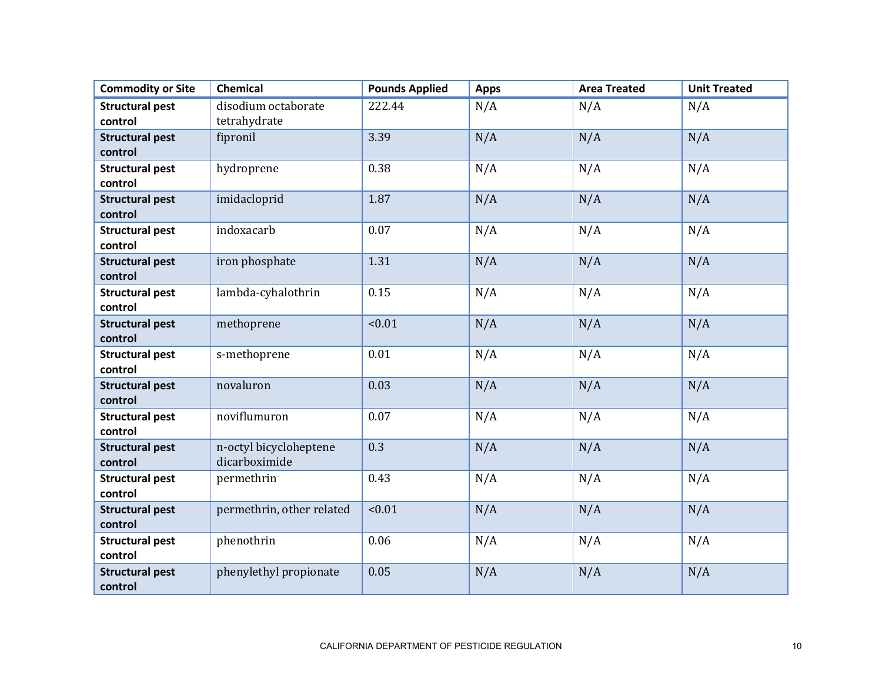| Commodity or Site | Chemical | Pounds Applied | Apps | Area Treated | Unit Treated |
|---|---|---|---|---|---|
| **Structural pest control** | disodium octaborate tetrahydrate | 222.44 | N/A | N/A | N/A |
| **Structural pest control** | fipronil | 3.39 | N/A | N/A | N/A |
| **Structural pest control** | hydroprene | 0.38 | N/A | N/A | N/A |
| **Structural pest control** | imidacloprid | 1.87 | N/A | N/A | N/A |
| **Structural pest control** | indoxacarb | 0.07 | N/A | N/A | N/A |
| **Structural pest control** | iron phosphate | 1.31 | N/A | N/A | N/A |
| **Structural pest control** | lambda-cyhalothrin | 0.15 | N/A | N/A | N/A |
| **Structural pest control** | methoprene | <0.01 | N/A | N/A | N/A |
| **Structural pest control** | s-methoprene | 0.01 | N/A | N/A | N/A |
| **Structural pest control** | novaluron | 0.03 | N/A | N/A | N/A |
| **Structural pest control** | noviflumuron | 0.07 | N/A | N/A | N/A |
| **Structural pest control** | n-octyl bicycloheptene dicarboximide | 0.3 | N/A | N/A | N/A |
| **Structural pest control** | permethrin | 0.43 | N/A | N/A | N/A |
| **Structural pest control** | permethrin, other related | <0.01 | N/A | N/A | N/A |
| **Structural pest control** | phenothrin | 0.06 | N/A | N/A | N/A |
| **Structural pest control** | phenylethyl propionate | 0.05 | N/A | N/A | N/A |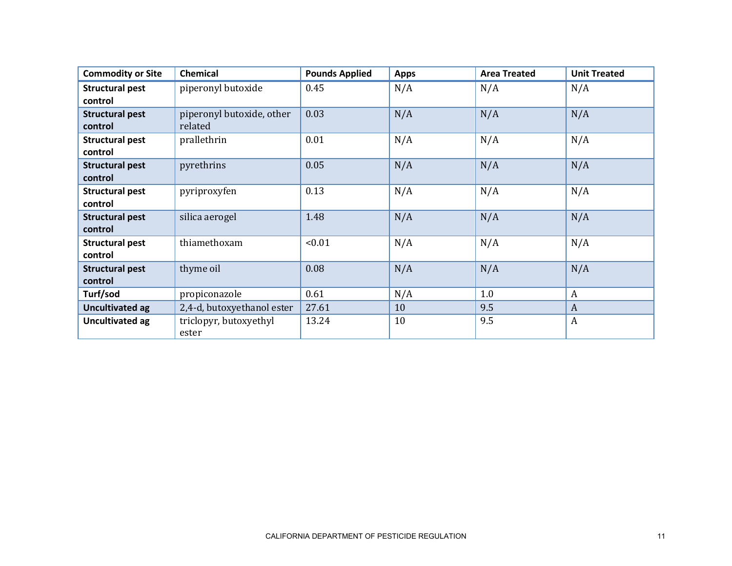| Commodity or Site | Chemical | Pounds Applied | Apps | Area Treated | Unit Treated |
|---|---|---|---|---|---|
| **Structural pest control** | piperonyl butoxide | 0.45 | N/A | N/A | N/A |
| **Structural pest control** | piperonyl butoxide, other related | 0.03 | N/A | N/A | N/A |
| **Structural pest control** | prallethrin | 0.01 | N/A | N/A | N/A |
| **Structural pest control** | pyrethrins | 0.05 | N/A | N/A | N/A |
| **Structural pest control** | pyriproxyfen | 0.13 | N/A | N/A | N/A |
| **Structural pest control** | silica aerogel | 1.48 | N/A | N/A | N/A |
| **Structural pest control** | thiamethoxam | <0.01 | N/A | N/A | N/A |
| **Structural pest control** | thyme oil | 0.08 | N/A | N/A | N/A |
| **Turf/sod** | propiconazole | 0.61 | N/A | 1.0 | A |
| **Uncultivated ag** | 2,4-d, butoxyethanol ester | 27.61 | 10 | 9.5 | A |
| **Uncultivated ag** | triclopyr, butoxyethyl ester | 13.24 | 10 | 9.5 | A |